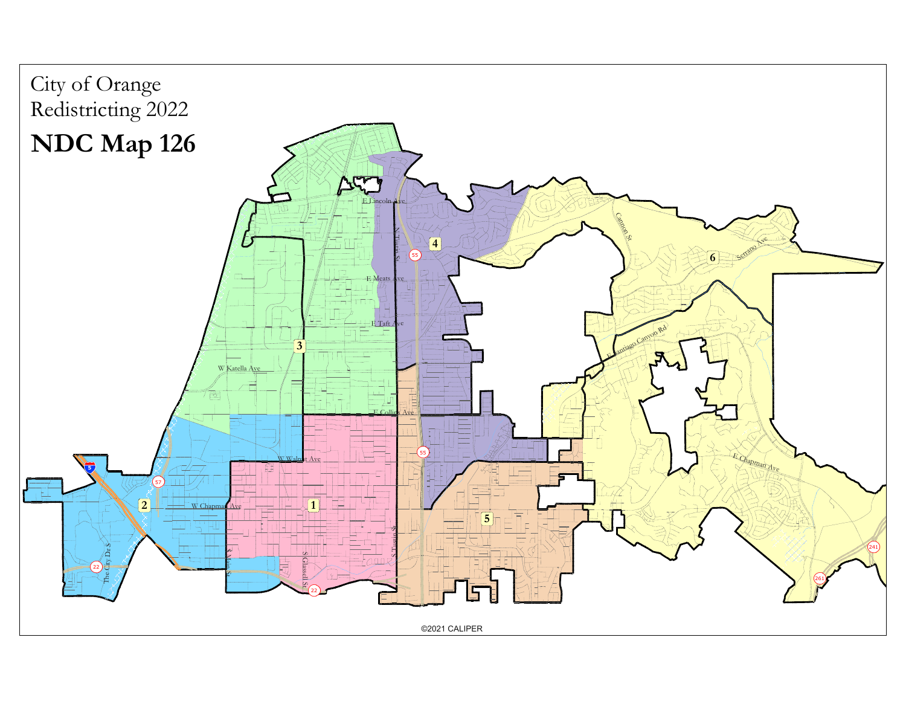City of Orange
Redistricting 2022

# NDC Map 126

©2021 CALIPER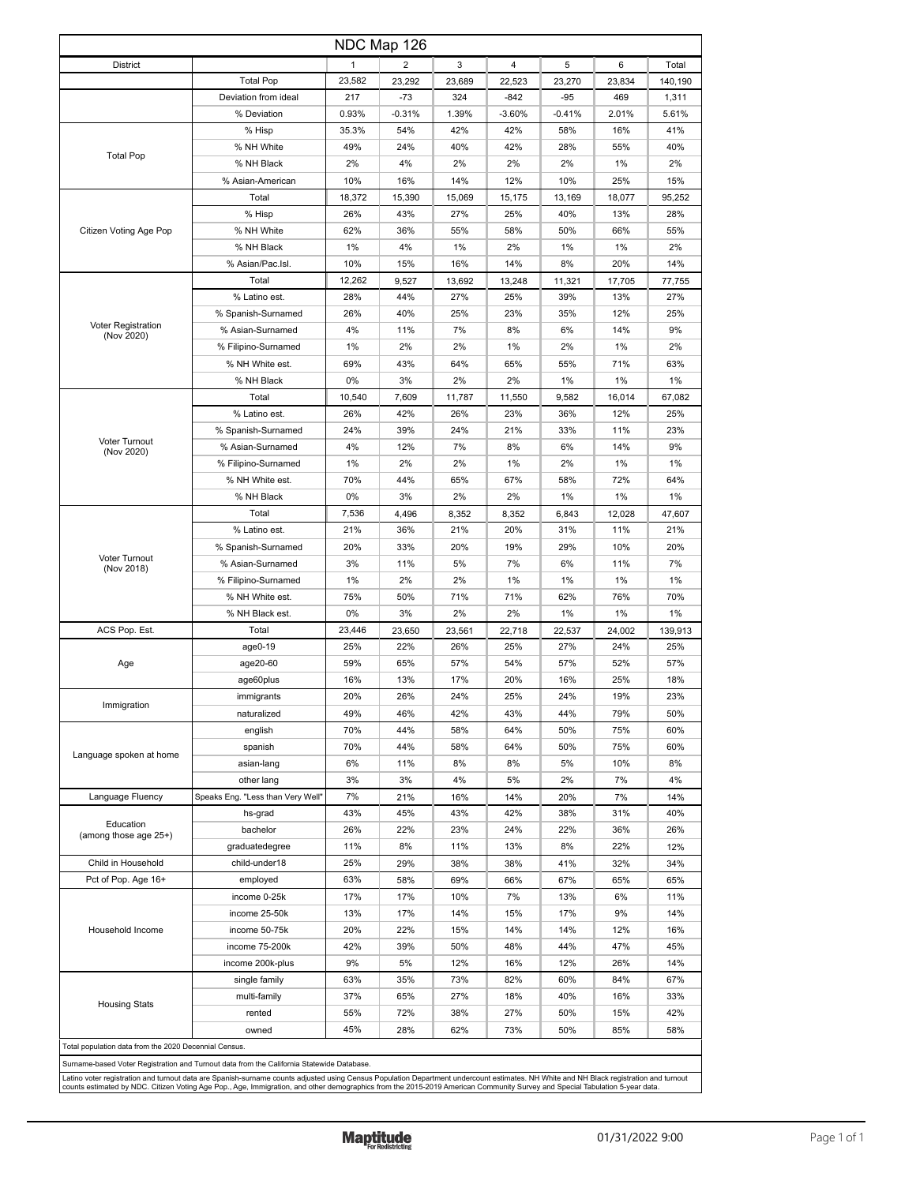# NDC Map 126

| District | | 1 | 2 | 3 | 4 | 5 | 6 | Total |
|---|---|---|---|---|---|---|---|---|
| | Total Pop | 23,582 | 23,292 | 23,689 | 22,523 | 23,270 | 23,834 | 140,190 |
| | Deviation from ideal | 217 | -73 | 324 | -842 | -95 | 469 | 1,311 |
| | % Deviation | 0.93% | -0.31% | 1.39% | -3.60% | -0.41% | 2.01% | 5.61% |
| Total Pop | % Hisp | 35.3% | 54% | 42% | 42% | 58% | 16% | 41% |
| | % NH White | 49% | 24% | 40% | 42% | 28% | 55% | 40% |
| | % NH Black | 2% | 4% | 2% | 2% | 2% | 1% | 2% |
| | % Asian-American | 10% | 16% | 14% | 12% | 10% | 25% | 15% |
| Citizen Voting Age Pop | Total | 18,372 | 15,390 | 15,069 | 15,175 | 13,169 | 18,077 | 95,252 |
| | % Hisp | 26% | 43% | 27% | 25% | 40% | 13% | 28% |
| | % NH White | 62% | 36% | 55% | 58% | 50% | 66% | 55% |
| | % NH Black | 1% | 4% | 1% | 2% | 1% | 1% | 2% |
| | % Asian/Pac.Isl. | 10% | 15% | 16% | 14% | 8% | 20% | 14% |
| Voter Registration (Nov 2020) | Total | 12,262 | 9,527 | 13,692 | 13,248 | 11,321 | 17,705 | 77,755 |
| | % Latino est. | 28% | 44% | 27% | 25% | 39% | 13% | 27% |
| | % Spanish-Surnamed | 26% | 40% | 25% | 23% | 35% | 12% | 25% |
| | % Asian-Surnamed | 4% | 11% | 7% | 8% | 6% | 14% | 9% |
| | % Filipino-Surnamed | 1% | 2% | 2% | 1% | 2% | 1% | 2% |
| | % NH White est. | 69% | 43% | 64% | 65% | 55% | 71% | 63% |
| | % NH Black | 0% | 3% | 2% | 2% | 1% | 1% | 1% |
| Voter Turnout (Nov 2020) | Total | 10,540 | 7,609 | 11,787 | 11,550 | 9,582 | 16,014 | 67,082 |
| | % Latino est. | 26% | 42% | 26% | 23% | 36% | 12% | 25% |
| | % Spanish-Surnamed | 24% | 39% | 24% | 21% | 33% | 11% | 23% |
| | % Asian-Surnamed | 4% | 12% | 7% | 8% | 6% | 14% | 9% |
| | % Filipino-Surnamed | 1% | 2% | 2% | 1% | 2% | 1% | 1% |
| | % NH White est. | 70% | 44% | 65% | 67% | 58% | 72% | 64% |
| | % NH Black | 0% | 3% | 2% | 2% | 1% | 1% | 1% |
| Voter Turnout (Nov 2018) | Total | 7,536 | 4,496 | 8,352 | 8,352 | 6,843 | 12,028 | 47,607 |
| | % Latino est. | 21% | 36% | 21% | 20% | 31% | 11% | 21% |
| | % Spanish-Surnamed | 20% | 33% | 20% | 19% | 29% | 10% | 20% |
| | % Asian-Surnamed | 3% | 11% | 5% | 7% | 6% | 11% | 7% |
| | % Filipino-Surnamed | 1% | 2% | 2% | 1% | 1% | 1% | 1% |
| | % NH White est. | 75% | 50% | 71% | 71% | 62% | 76% | 70% |
| | % NH Black est. | 0% | 3% | 2% | 2% | 1% | 1% | 1% |
| ACS Pop. Est. | Total | 23,446 | 23,650 | 23,561 | 22,718 | 22,537 | 24,002 | 139,913 |
| Age | age0-19 | 25% | 22% | 26% | 25% | 27% | 24% | 25% |
| | age20-60 | 59% | 65% | 57% | 54% | 57% | 52% | 57% |
| | age60plus | 16% | 13% | 17% | 20% | 16% | 25% | 18% |
| Immigration | immigrants | 20% | 26% | 24% | 25% | 24% | 19% | 23% |
| | naturalized | 49% | 46% | 42% | 43% | 44% | 79% | 50% |
| Language spoken at home | english | 70% | 44% | 58% | 64% | 50% | 75% | 60% |
| | spanish | 70% | 44% | 58% | 64% | 50% | 75% | 60% |
| | asian-lang | 6% | 11% | 8% | 8% | 5% | 10% | 8% |
| | other lang | 3% | 3% | 4% | 5% | 2% | 7% | 4% |
| Language Fluency | Speaks Eng. "Less than Very Well" | 7% | 21% | 16% | 14% | 20% | 7% | 14% |
| Education (among those age 25+) | hs-grad | 43% | 45% | 43% | 42% | 38% | 31% | 40% |
| | bachelor | 26% | 22% | 23% | 24% | 22% | 36% | 26% |
| | graduatedegree | 11% | 8% | 11% | 13% | 8% | 22% | 12% |
| Child in Household | child-under18 | 25% | 29% | 38% | 38% | 41% | 32% | 34% |
| Pct of Pop. Age 16+ | employed | 63% | 58% | 69% | 66% | 67% | 65% | 65% |
| Household Income | income 0-25k | 17% | 17% | 10% | 7% | 13% | 6% | 11% |
| | income 25-50k | 13% | 17% | 14% | 15% | 17% | 9% | 14% |
| | income 50-75k | 20% | 22% | 15% | 14% | 14% | 12% | 16% |
| | income 75-200k | 42% | 39% | 50% | 48% | 44% | 47% | 45% |
| | income 200k-plus | 9% | 5% | 12% | 16% | 12% | 26% | 14% |
| Housing Stats | single family | 63% | 35% | 73% | 82% | 60% | 84% | 67% |
| | multi-family | 37% | 65% | 27% | 18% | 40% | 16% | 33% |
| | rented | 55% | 72% | 38% | 27% | 50% | 15% | 42% |
| | owned | 45% | 28% | 62% | 73% | 50% | 85% | 58% |

Total population data from the 2020 Decennial Census.

Surname-based Voter Registration and Turnout data from the California Statewide Database.

Latino voter registration and turnout data are Spanish-surname counts adjusted using Census Population Department undercount estimates. NH White and NH Black registration and turnout counts estimated by NDC. Citizen Voting Age Pop., Age, Immigration, and other demographics from the 2015-2019 American Community Survey and Special Tabulation 5-year data.

Maptitude For Redistricting 01/31/2022 9:00